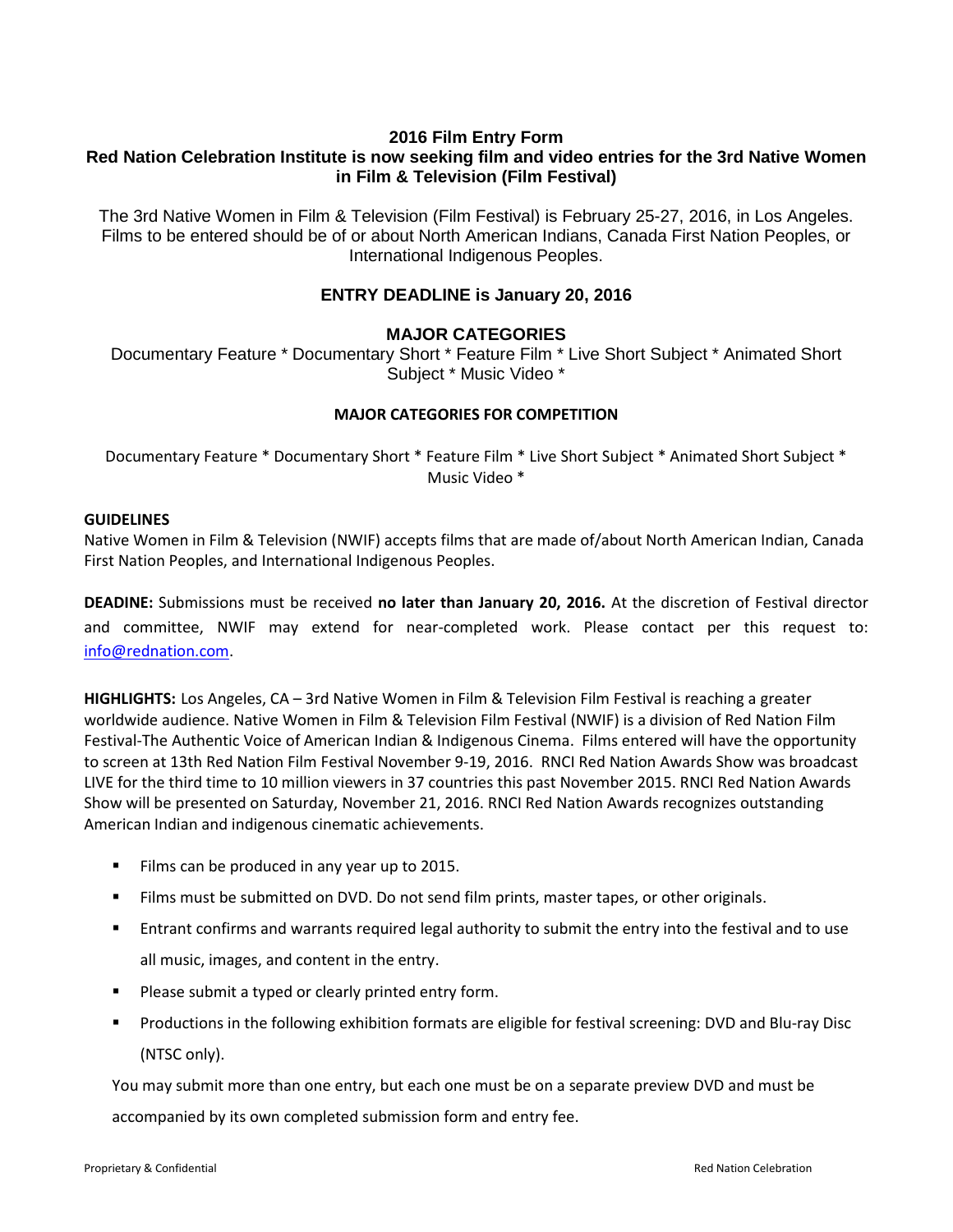## 2016 Film Entry Form

## Red Nation Celebration Institute is now seeking film and video entries for the 3rd Native Women in Film & Television (Film Festival)

The 3rd Native Women in Film & Television (Film Festival) is February 25-27, 2016, in Los Angeles. Films to be entered should be of or about North American Indians, Canada First Nation Peoples, or International Indigenous Peoples.

### ENTRY DEADLINE is January 20, 2016

### MAJOR CATEGORIES

Documentary Feature * Documentary Short * Feature Film * Live Short Subject * Animated Short Subject * Music Video *

**MAJOR CATEGORIES FOR COMPETITION**

Documentary Feature * Documentary Short * Feature Film * Live Short Subject * Animated Short Subject * Music Video *

**GUIDELINES**

Native Women in Film & Television (NWIF) accepts films that are made of/about North American Indian, Canada First Nation Peoples, and International Indigenous Peoples.

**DEADINE:** Submissions must be received **no later than January 20, 2016.** At the discretion of Festival director and committee, NWIF may extend for near-completed work. Please contact per this request to: [info@rednation.com](mailto:info@rednation.com).

**HIGHLIGHTS:** Los Angeles, CA – 3rd Native Women in Film & Television Film Festival is reaching a greater worldwide audience. Native Women in Film & Television Film Festival (NWIF) is a division of Red Nation Film Festival-The Authentic Voice of American Indian & Indigenous Cinema. Films entered will have the opportunity to screen at 13th Red Nation Film Festival November 9-19, 2016. RNCI Red Nation Awards Show was broadcast LIVE for the third time to 10 million viewers in 37 countries this past November 2015. RNCI Red Nation Awards Show will be presented on Saturday, November 21, 2016. RNCI Red Nation Awards recognizes outstanding American Indian and indigenous cinematic achievements.

- Films can be produced in any year up to 2015.
- Films must be submitted on DVD. Do not send film prints, master tapes, or other originals.
- Entrant confirms and warrants required legal authority to submit the entry into the festival and to use all music, images, and content in the entry.
- Please submit a typed or clearly printed entry form.
- Productions in the following exhibition formats are eligible for festival screening: DVD and Blu-ray Disc (NTSC only).

You may submit more than one entry, but each one must be on a separate preview DVD and must be accompanied by its own completed submission form and entry fee.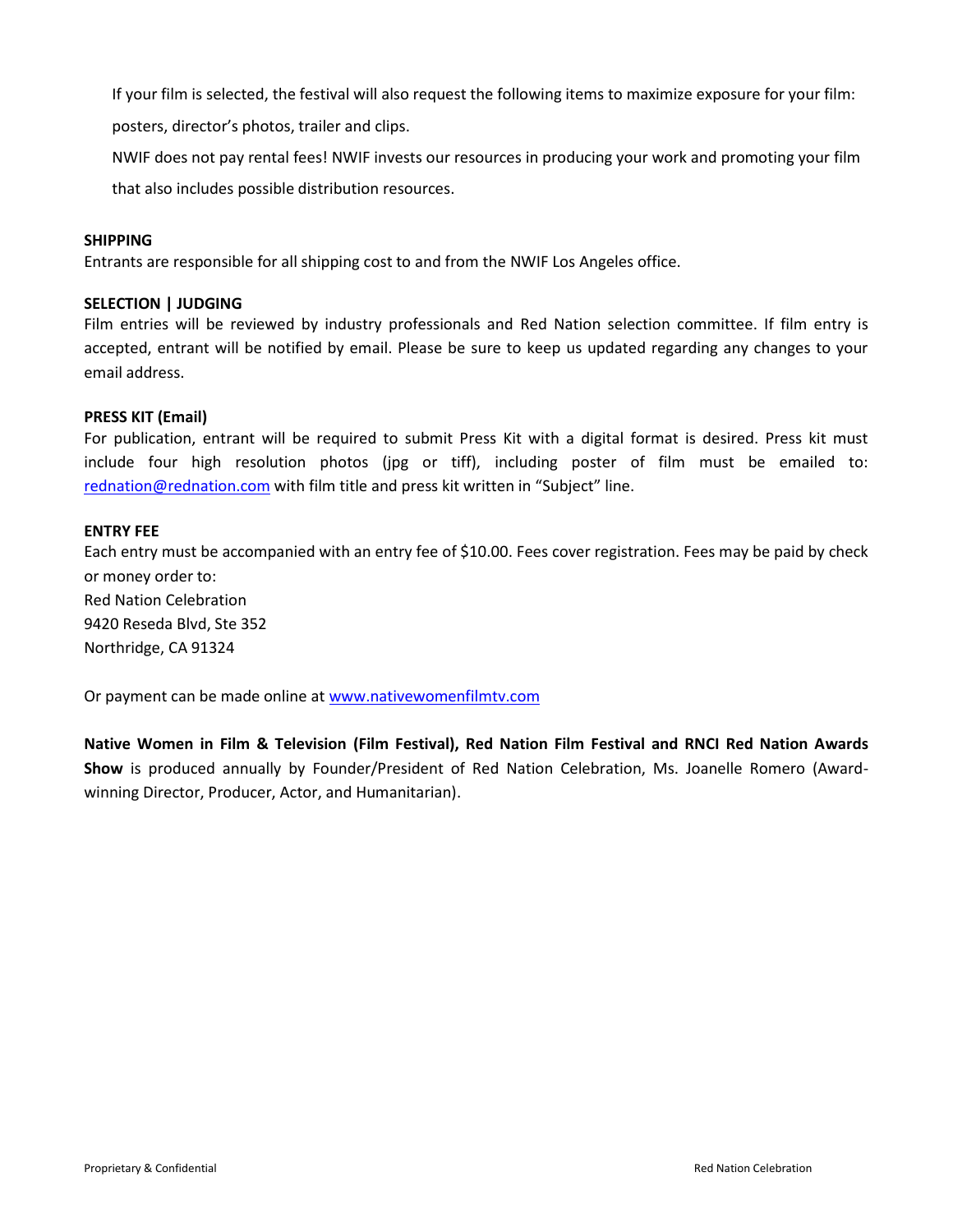If your film is selected, the festival will also request the following items to maximize exposure for your film: posters, director's photos, trailer and clips.

NWIF does not pay rental fees! NWIF invests our resources in producing your work and promoting your film that also includes possible distribution resources.

**SHIPPING**

Entrants are responsible for all shipping cost to and from the NWIF Los Angeles office.

**SELECTION | JUDGING**

Film entries will be reviewed by industry professionals and Red Nation selection committee. If film entry is accepted, entrant will be notified by email. Please be sure to keep us updated regarding any changes to your email address.

**PRESS KIT (Email)**

For publication, entrant will be required to submit Press Kit with a digital format is desired. Press kit must include four high resolution photos (jpg or tiff), including poster of film must be emailed to: rednation@rednation.com with film title and press kit written in "Subject" line.

**ENTRY FEE**

Each entry must be accompanied with an entry fee of $10.00. Fees cover registration. Fees may be paid by check or money order to:

Red Nation Celebration
9420 Reseda Blvd, Ste 352
Northridge, CA 91324

Or payment can be made online at www.nativewomenfilmtv.com

**Native Women in Film & Television (Film Festival), Red Nation Film Festival and RNCI Red Nation Awards Show** is produced annually by Founder/President of Red Nation Celebration, Ms. Joanelle Romero (Award-winning Director, Producer, Actor, and Humanitarian).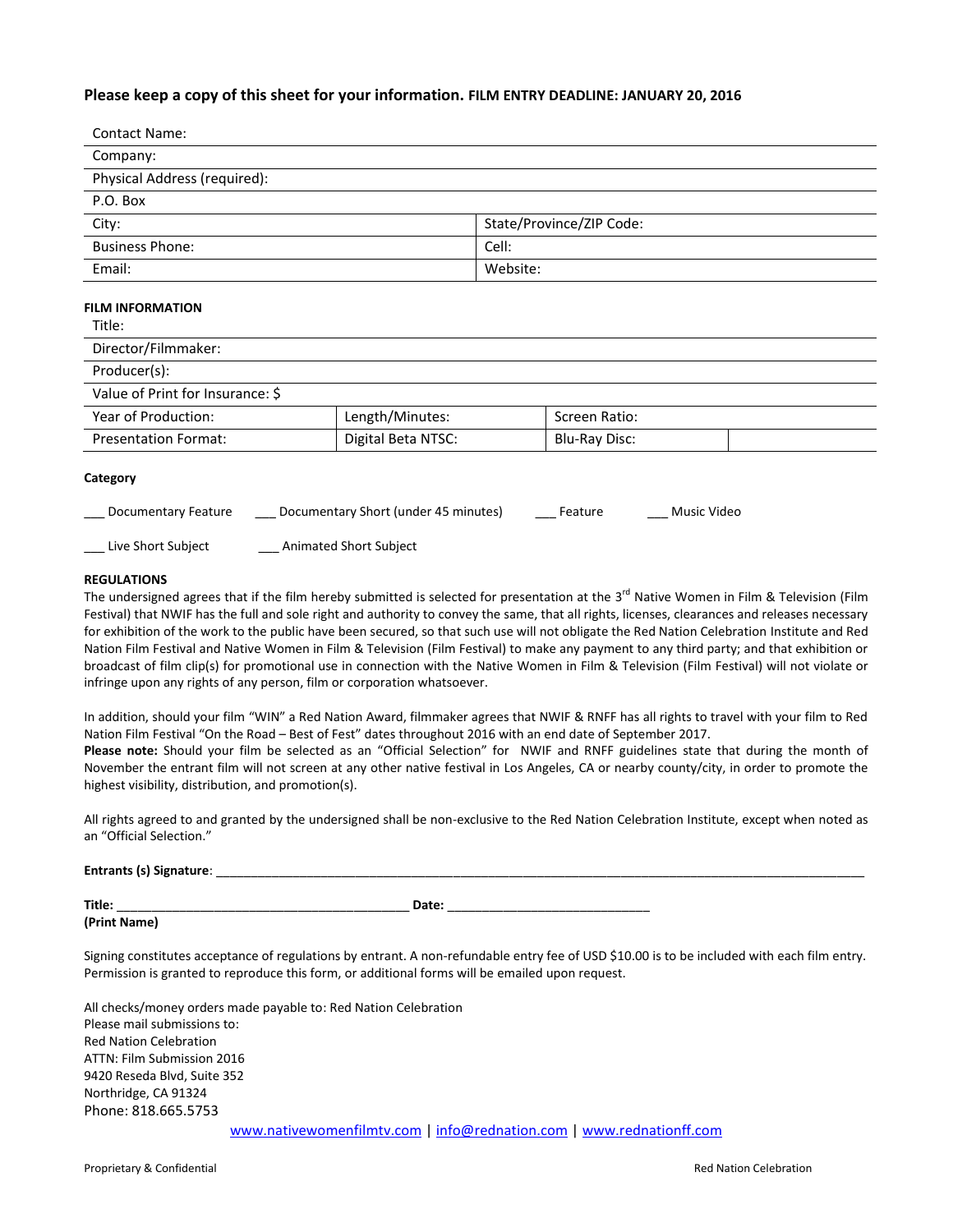**Please keep a copy of this sheet for your information. FILM ENTRY DEADLINE: JANUARY 20, 2016**

| | |
|---|---|
| Contact Name: | |
| Company: | |
| Physical Address (required): | |
| P.O. Box | |
| City: | State/Province/ZIP Code: |
| Business Phone: | Cell: |
| Email: | Website: |

**FILM INFORMATION**

| | | | |
|---|---|---|---|
| Title: | | | |
| Director/Filmmaker: | | | |
| Producer(s): | | | |
| Value of Print for Insurance: $ | | | |
| Year of Production: | Length/Minutes: | Screen Ratio: | |
| Presentation Format: | Digital Beta NTSC: | Blu-Ray Disc: | |

**Category**

___ Documentary Feature ___ Documentary Short (under 45 minutes) ___ Feature ___ Music Video

___ Live Short Subject ___ Animated Short Subject

**REGULATIONS**

The undersigned agrees that if the film hereby submitted is selected for presentation at the 3rd Native Women in Film & Television (Film Festival) that NWIF has the full and sole right and authority to convey the same, that all rights, licenses, clearances and releases necessary for exhibition of the work to the public have been secured, so that such use will not obligate the Red Nation Celebration Institute and Red Nation Film Festival and Native Women in Film & Television (Film Festival) to make any payment to any third party; and that exhibition or broadcast of film clip(s) for promotional use in connection with the Native Women in Film & Television (Film Festival) will not violate or infringe upon any rights of any person, film or corporation whatsoever.

In addition, should your film "WIN" a Red Nation Award, filmmaker agrees that NWIF & RNFF has all rights to travel with your film to Red Nation Film Festival "On the Road – Best of Fest" dates throughout 2016 with an end date of September 2017.

**Please note:** Should your film be selected as an "Official Selection" for NWIF and RNFF guidelines state that during the month of November the entrant film will not screen at any other native festival in Los Angeles, CA or nearby county/city, in order to promote the highest visibility, distribution, and promotion(s).

All rights agreed to and granted by the undersigned shall be non-exclusive to the Red Nation Celebration Institute, except when noted as an "Official Selection."

**Entrants (s) Signature**: ____________________________________________

**Title:** ______________________________ **Date:** ______________________
**(Print Name)**

Signing constitutes acceptance of regulations by entrant. A non-refundable entry fee of USD $10.00 is to be included with each film entry. Permission is granted to reproduce this form, or additional forms will be emailed upon request.

All checks/money orders made payable to: Red Nation Celebration
Please mail submissions to:
Red Nation Celebration
ATTN: Film Submission 2016
9420 Reseda Blvd, Suite 352
Northridge, CA 91324
Phone: 818.665.5753

www.nativewomenfilmtv.com | info@rednation.com | www.rednationff.com

Proprietary & Confidential — Red Nation Celebration